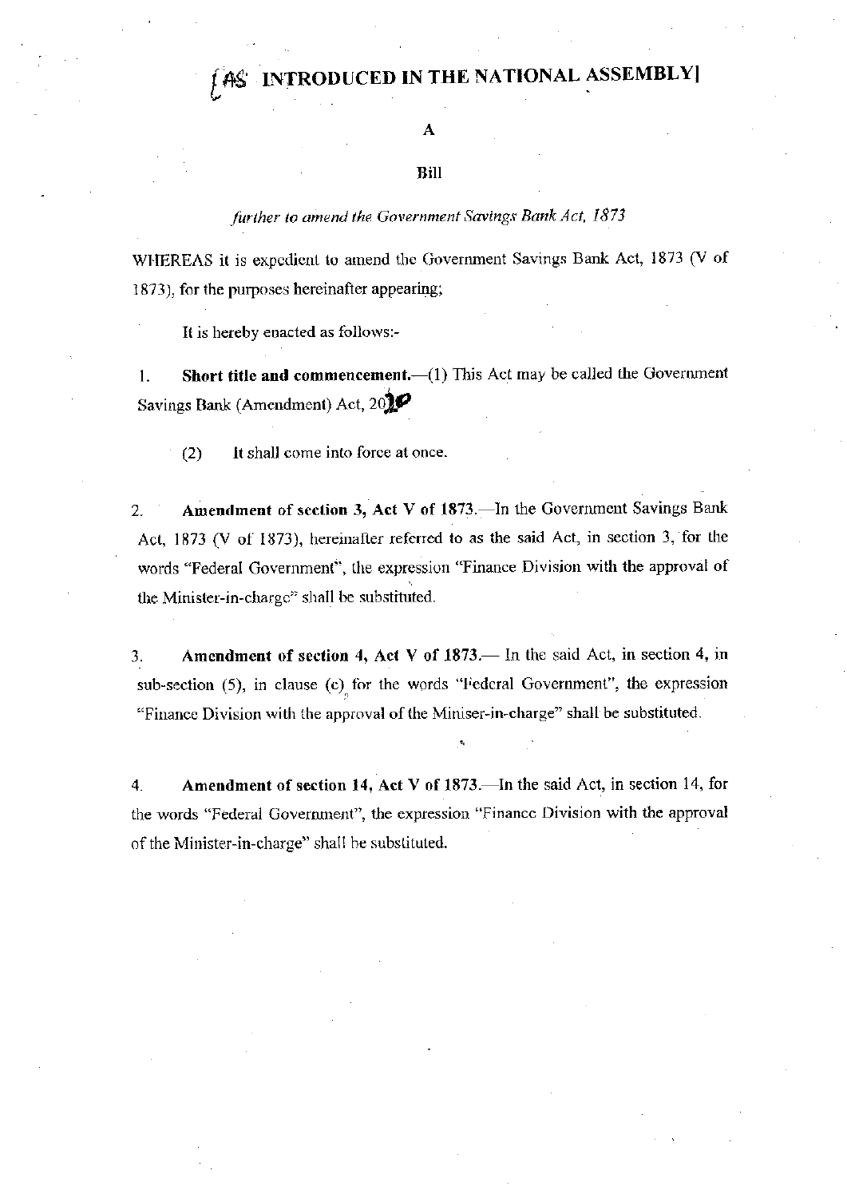# [AS INTRODUCED IN THE NATIONAL ASSEMBLY]

A

Bill

*further to amend the Government Savings Bank Act, 1873*

WHEREAS it is expedient to amend the Government Savings Bank Act, 1873 (V of 1873), for the purposes hereinafter appearing;

It is hereby enacted as follows:-

1. **Short title and commencement.**—(1) This Act may be called the Government Savings Bank (Amendment) Act, 2010

   (2) It shall come into force at once.

2. **Amendment of section 3, Act V of 1873.**—In the Government Savings Bank Act, 1873 (V of 1873), hereinafter referred to as the said Act, in section 3, for the words "Federal Government", the expression "Finance Division with the approval of the Minister-in-charge" shall be substituted.

3. **Amendment of section 4, Act V of 1873.**— In the said Act, in section 4, in sub-section (5), in clause (c) for the words "Federal Government", the expression "Finance Division with the approval of the Miniser-in-charge" shall be substituted.

4. **Amendment of section 14, Act V of 1873.**—In the said Act, in section 14, for the words "Federal Government", the expression "Finance Division with the approval of the Minister-in-charge" shall be substituted.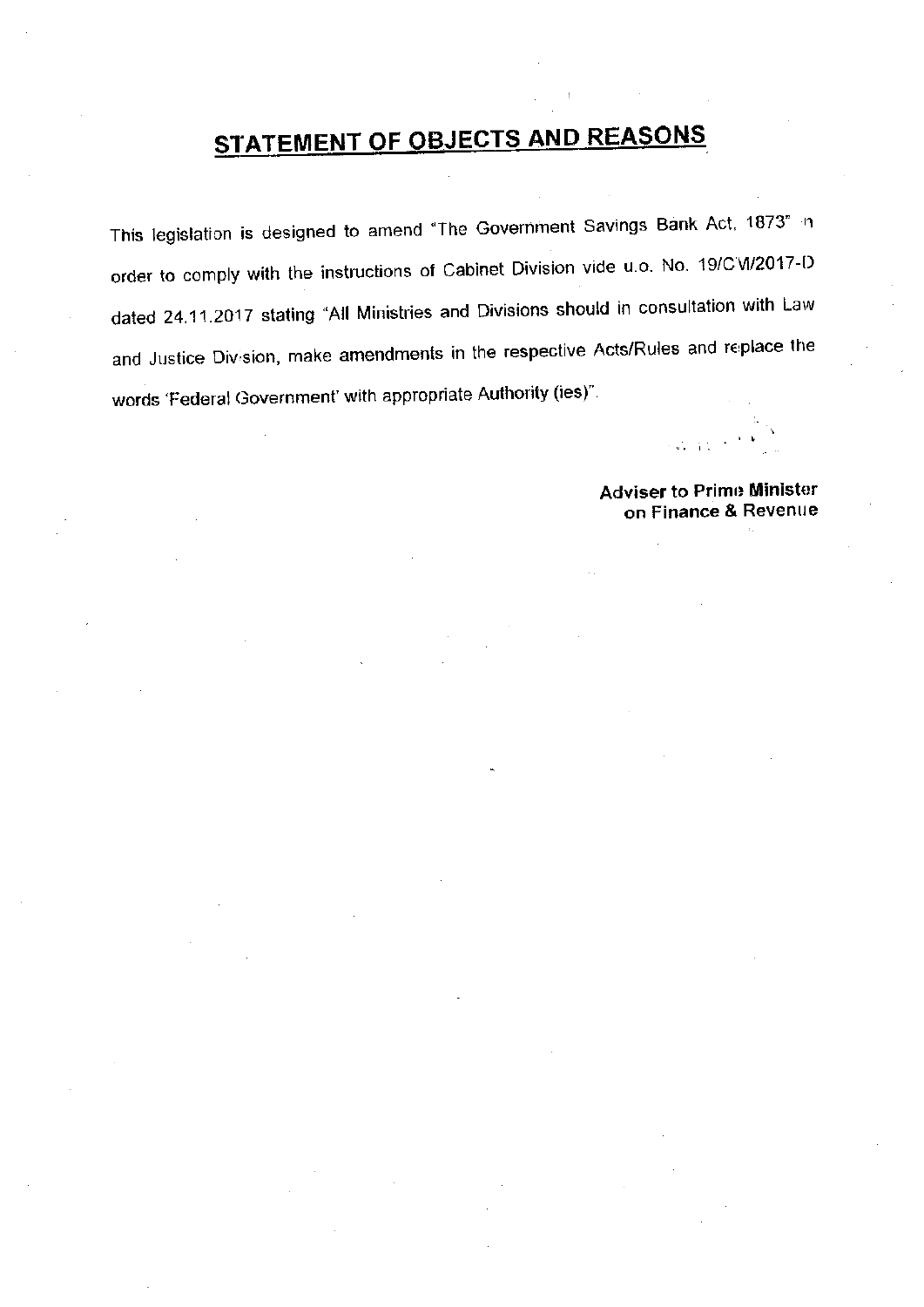# STATEMENT OF OBJECTS AND REASONS

This legislation is designed to amend "The Government Savings Bank Act, 1873" in order to comply with the instructions of Cabinet Division vide u.o. No. 19/CW/2017-D dated 24.11.2017 stating "All Ministries and Divisions should in consultation with Law and Justice Division, make amendments in the respective Acts/Rules and replace the words 'Federal Government' with appropriate Authority (ies)".

**Adviser to Prime Minister**
**on Finance & Revenue**